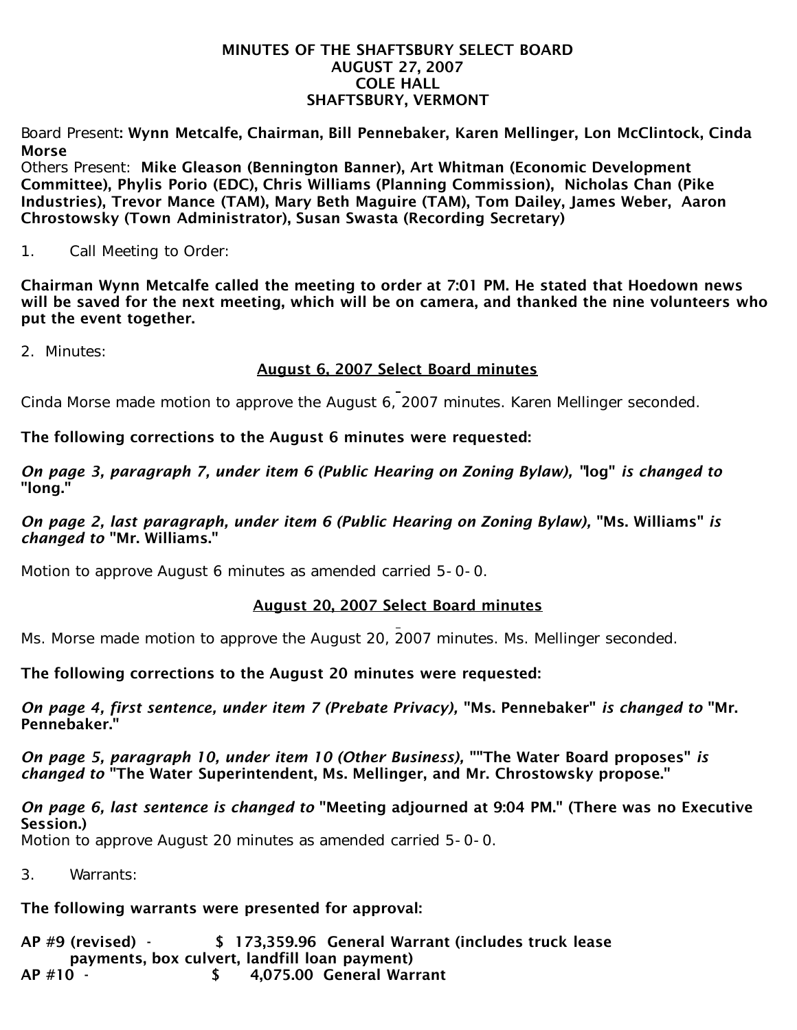# MINUTES OF THE SHAFTSBURY SELECT BOARD
## AUGUST 27, 2007
## COLE HALL
## SHAFTSBURY, VERMONT

Board Present**: Wynn Metcalfe, Chairman, Bill Pennebaker, Karen Mellinger, Lon McClintock, Cinda Morse**

Others Present: **Mike Gleason (Bennington Banner), Art Whitman (Economic Development Committee), Phylis Porio (EDC), Chris Williams (Planning Commission), Nicholas Chan (Pike Industries), Trevor Mance (TAM), Mary Beth Maguire (TAM), Tom Dailey, James Weber, Aaron Chrostowsky (Town Administrator), Susan Swasta (Recording Secretary)**

1. Call Meeting to Order:

**Chairman Wynn Metcalfe called the meeting to order at 7:01 PM. He stated that Hoedown news will be saved for the next meeting, which will be on camera, and thanked the nine volunteers who put the event together.**

2. Minutes:

**<u>August 6, 2007 Select Board minutes</u>**

Cinda Morse made motion to approve the August 6, 2007 minutes. Karen Mellinger seconded.

**The following corrections to the August 6 minutes were requested:**

***On page 3, paragraph 7, under item 6 (Public Hearing on Zoning Bylaw),* "log" *is changed to* "long."**

***On page 2, last paragraph, under item 6 (Public Hearing on Zoning Bylaw),* "Ms. Williams" *is changed to* "Mr. Williams."**

Motion to approve August 6 minutes as amended carried 5-0-0.

**<u>August 20, 2007 Select Board minutes</u>**

Ms. Morse made motion to approve the August 20, 2007 minutes. Ms. Mellinger seconded.

**The following corrections to the August 20 minutes were requested:**

***On page 4, first sentence, under item 7 (Prebate Privacy),* "Ms. Pennebaker" *is changed to* "Mr. Pennebaker."**

***On page 5, paragraph 10, under item 10 (Other Business),* ""The Water Board proposes" *is changed to* "The Water Superintendent, Ms. Mellinger, and Mr. Chrostowsky propose."**

***On page 6, last sentence is changed to* "Meeting adjourned at 9:04 PM." (There was no Executive Session.)**

Motion to approve August 20 minutes as amended carried 5-0-0.

3. Warrants:

**The following warrants were presented for approval:**

**AP #9 (revised) - $ 173,359.96 General Warrant (includes truck lease payments, box culvert, landfill loan payment)**
**AP #10 - $ 4,075.00 General Warrant**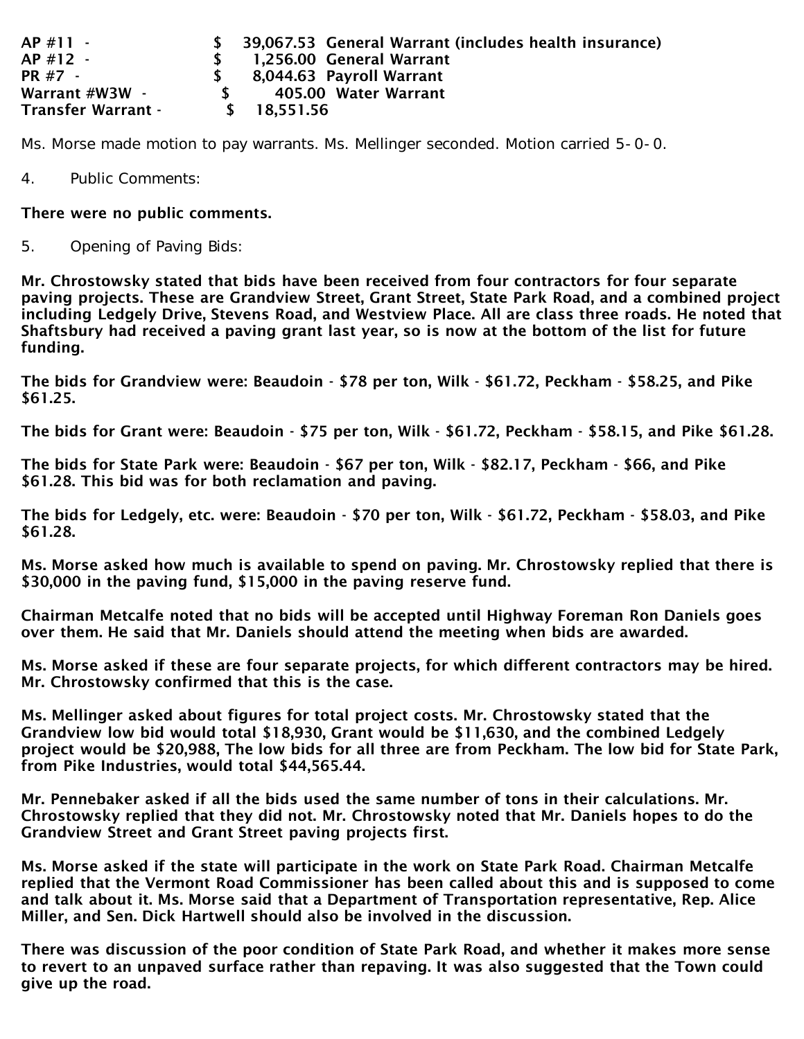**AP #11 - $ 39,067.53 General Warrant (includes health insurance)**
**AP #12 - $ 1,256.00 General Warrant**
**PR #7 - $ 8,044.63 Payroll Warrant**
**Warrant #W3W - $ 405.00 Water Warrant**
**Transfer Warrant - $ 18,551.56**

Ms. Morse made motion to pay warrants. Ms. Mellinger seconded. Motion carried 5-0-0.

4. Public Comments:

**There were no public comments.**

5. Opening of Paving Bids:

**Mr. Chrostowsky stated that bids have been received from four contractors for four separate paving projects. These are Grandview Street, Grant Street, State Park Road, and a combined project including Ledgely Drive, Stevens Road, and Westview Place. All are class three roads. He noted that Shaftsbury had received a paving grant last year, so is now at the bottom of the list for future funding.**

**The bids for Grandview were: Beaudoin - $78 per ton, Wilk - $61.72, Peckham - $58.25, and Pike $61.25.**

**The bids for Grant were: Beaudoin - $75 per ton, Wilk - $61.72, Peckham - $58.15, and Pike $61.28.**

**The bids for State Park were: Beaudoin - $67 per ton, Wilk - $82.17, Peckham - $66, and Pike $61.28. This bid was for both reclamation and paving.**

**The bids for Ledgely, etc. were: Beaudoin - $70 per ton, Wilk - $61.72, Peckham - $58.03, and Pike $61.28.**

**Ms. Morse asked how much is available to spend on paving. Mr. Chrostowsky replied that there is $30,000 in the paving fund, $15,000 in the paving reserve fund.**

**Chairman Metcalfe noted that no bids will be accepted until Highway Foreman Ron Daniels goes over them. He said that Mr. Daniels should attend the meeting when bids are awarded.**

**Ms. Morse asked if these are four separate projects, for which different contractors may be hired. Mr. Chrostowsky confirmed that this is the case.**

**Ms. Mellinger asked about figures for total project costs. Mr. Chrostowsky stated that the Grandview low bid would total $18,930, Grant would be $11,630, and the combined Ledgely project would be $20,988, The low bids for all three are from Peckham. The low bid for State Park, from Pike Industries, would total $44,565.44.**

**Mr. Pennebaker asked if all the bids used the same number of tons in their calculations. Mr. Chrostowsky replied that they did not. Mr. Chrostowsky noted that Mr. Daniels hopes to do the Grandview Street and Grant Street paving projects first.**

**Ms. Morse asked if the state will participate in the work on State Park Road. Chairman Metcalfe replied that the Vermont Road Commissioner has been called about this and is supposed to come and talk about it. Ms. Morse said that a Department of Transportation representative, Rep. Alice Miller, and Sen. Dick Hartwell should also be involved in the discussion.**

**There was discussion of the poor condition of State Park Road, and whether it makes more sense to revert to an unpaved surface rather than repaving. It was also suggested that the Town could give up the road.**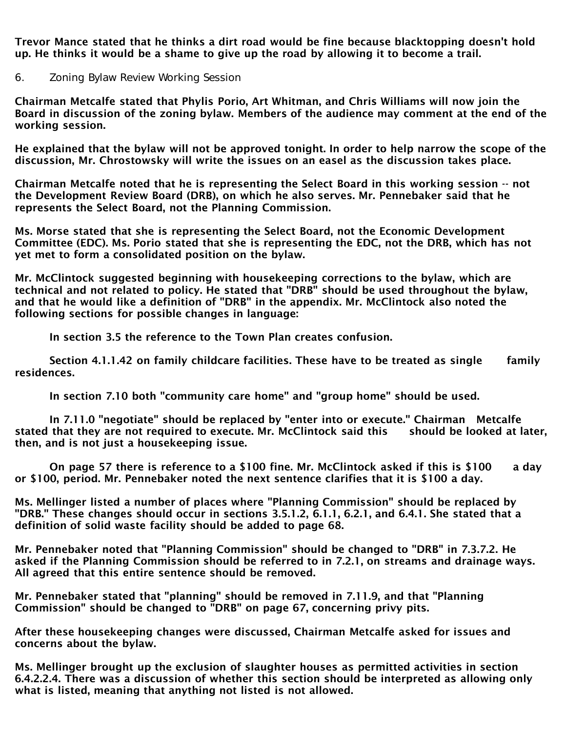Trevor Mance stated that he thinks a dirt road would be fine because blacktopping doesn't hold up. He thinks it would be a shame to give up the road by allowing it to become a trail.

6. Zoning Bylaw Review Working Session

Chairman Metcalfe stated that Phylis Porio, Art Whitman, and Chris Williams will now join the Board in discussion of the zoning bylaw. Members of the audience may comment at the end of the working session.

He explained that the bylaw will not be approved tonight. In order to help narrow the scope of the discussion, Mr. Chrostowsky will write the issues on an easel as the discussion takes place.

Chairman Metcalfe noted that he is representing the Select Board in this working session -- not the Development Review Board (DRB), on which he also serves. Mr. Pennebaker said that he represents the Select Board, not the Planning Commission.

Ms. Morse stated that she is representing the Select Board, not the Economic Development Committee (EDC). Ms. Porio stated that she is representing the EDC, not the DRB, which has not yet met to form a consolidated position on the bylaw.

Mr. McClintock suggested beginning with housekeeping corrections to the bylaw, which are technical and not related to policy. He stated that "DRB" should be used throughout the bylaw, and that he would like a definition of "DRB" in the appendix. Mr. McClintock also noted the following sections for possible changes in language:

In section 3.5 the reference to the Town Plan creates confusion.

Section 4.1.1.42 on family childcare facilities. These have to be treated as single family residences.

In section 7.10 both "community care home" and "group home" should be used.

In 7.11.0 "negotiate" should be replaced by "enter into or execute." Chairman Metcalfe stated that they are not required to execute. Mr. McClintock said this should be looked at later, then, and is not just a housekeeping issue.

On page 57 there is reference to a $100 fine. Mr. McClintock asked if this is $100 a day or $100, period. Mr. Pennebaker noted the next sentence clarifies that it is $100 a day.

Ms. Mellinger listed a number of places where "Planning Commission" should be replaced by "DRB." These changes should occur in sections 3.5.1.2, 6.1.1, 6.2.1, and 6.4.1. She stated that a definition of solid waste facility should be added to page 68.

Mr. Pennebaker noted that "Planning Commission" should be changed to "DRB" in 7.3.7.2. He asked if the Planning Commission should be referred to in 7.2.1, on streams and drainage ways. All agreed that this entire sentence should be removed.

Mr. Pennebaker stated that "planning" should be removed in 7.11.9, and that "Planning Commission" should be changed to "DRB" on page 67, concerning privy pits.

After these housekeeping changes were discussed, Chairman Metcalfe asked for issues and concerns about the bylaw.

Ms. Mellinger brought up the exclusion of slaughter houses as permitted activities in section 6.4.2.2.4. There was a discussion of whether this section should be interpreted as allowing only what is listed, meaning that anything not listed is not allowed.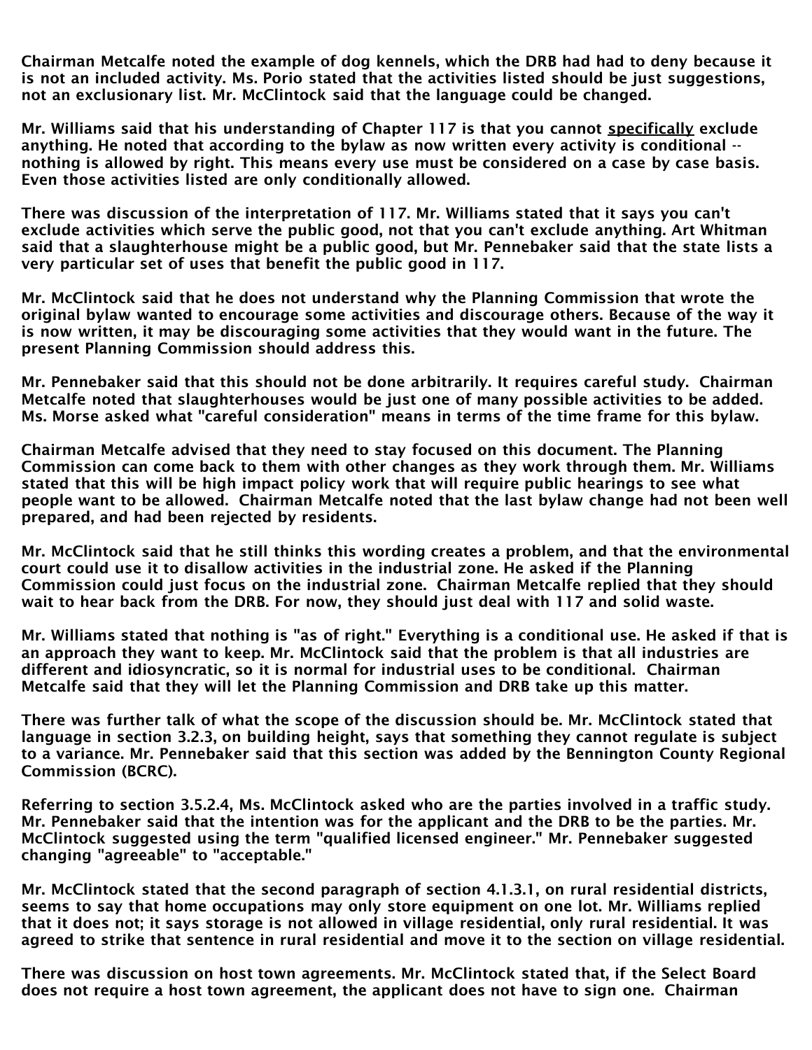Chairman Metcalfe noted the example of dog kennels, which the DRB had had to deny because it is not an included activity. Ms. Porio stated that the activities listed should be just suggestions, not an exclusionary list. Mr. McClintock said that the language could be changed.

Mr. Williams said that his understanding of Chapter 117 is that you cannot specifically exclude anything. He noted that according to the bylaw as now written every activity is conditional -- nothing is allowed by right. This means every use must be considered on a case by case basis. Even those activities listed are only conditionally allowed.

There was discussion of the interpretation of 117. Mr. Williams stated that it says you can't exclude activities which serve the public good, not that you can't exclude anything. Art Whitman said that a slaughterhouse might be a public good, but Mr. Pennebaker said that the state lists a very particular set of uses that benefit the public good in 117.

Mr. McClintock said that he does not understand why the Planning Commission that wrote the original bylaw wanted to encourage some activities and discourage others. Because of the way it is now written, it may be discouraging some activities that they would want in the future. The present Planning Commission should address this.

Mr. Pennebaker said that this should not be done arbitrarily. It requires careful study. Chairman Metcalfe noted that slaughterhouses would be just one of many possible activities to be added. Ms. Morse asked what "careful consideration" means in terms of the time frame for this bylaw.

Chairman Metcalfe advised that they need to stay focused on this document. The Planning Commission can come back to them with other changes as they work through them. Mr. Williams stated that this will be high impact policy work that will require public hearings to see what people want to be allowed. Chairman Metcalfe noted that the last bylaw change had not been well prepared, and had been rejected by residents.

Mr. McClintock said that he still thinks this wording creates a problem, and that the environmental court could use it to disallow activities in the industrial zone. He asked if the Planning Commission could just focus on the industrial zone. Chairman Metcalfe replied that they should wait to hear back from the DRB. For now, they should just deal with 117 and solid waste.

Mr. Williams stated that nothing is "as of right." Everything is a conditional use. He asked if that is an approach they want to keep. Mr. McClintock said that the problem is that all industries are different and idiosyncratic, so it is normal for industrial uses to be conditional. Chairman Metcalfe said that they will let the Planning Commission and DRB take up this matter.

There was further talk of what the scope of the discussion should be. Mr. McClintock stated that language in section 3.2.3, on building height, says that something they cannot regulate is subject to a variance. Mr. Pennebaker said that this section was added by the Bennington County Regional Commission (BCRC).

Referring to section 3.5.2.4, Ms. McClintock asked who are the parties involved in a traffic study. Mr. Pennebaker said that the intention was for the applicant and the DRB to be the parties. Mr. McClintock suggested using the term "qualified licensed engineer." Mr. Pennebaker suggested changing "agreeable" to "acceptable."

Mr. McClintock stated that the second paragraph of section 4.1.3.1, on rural residential districts, seems to say that home occupations may only store equipment on one lot. Mr. Williams replied that it does not; it says storage is not allowed in village residential, only rural residential. It was agreed to strike that sentence in rural residential and move it to the section on village residential.

There was discussion on host town agreements. Mr. McClintock stated that, if the Select Board does not require a host town agreement, the applicant does not have to sign one. Chairman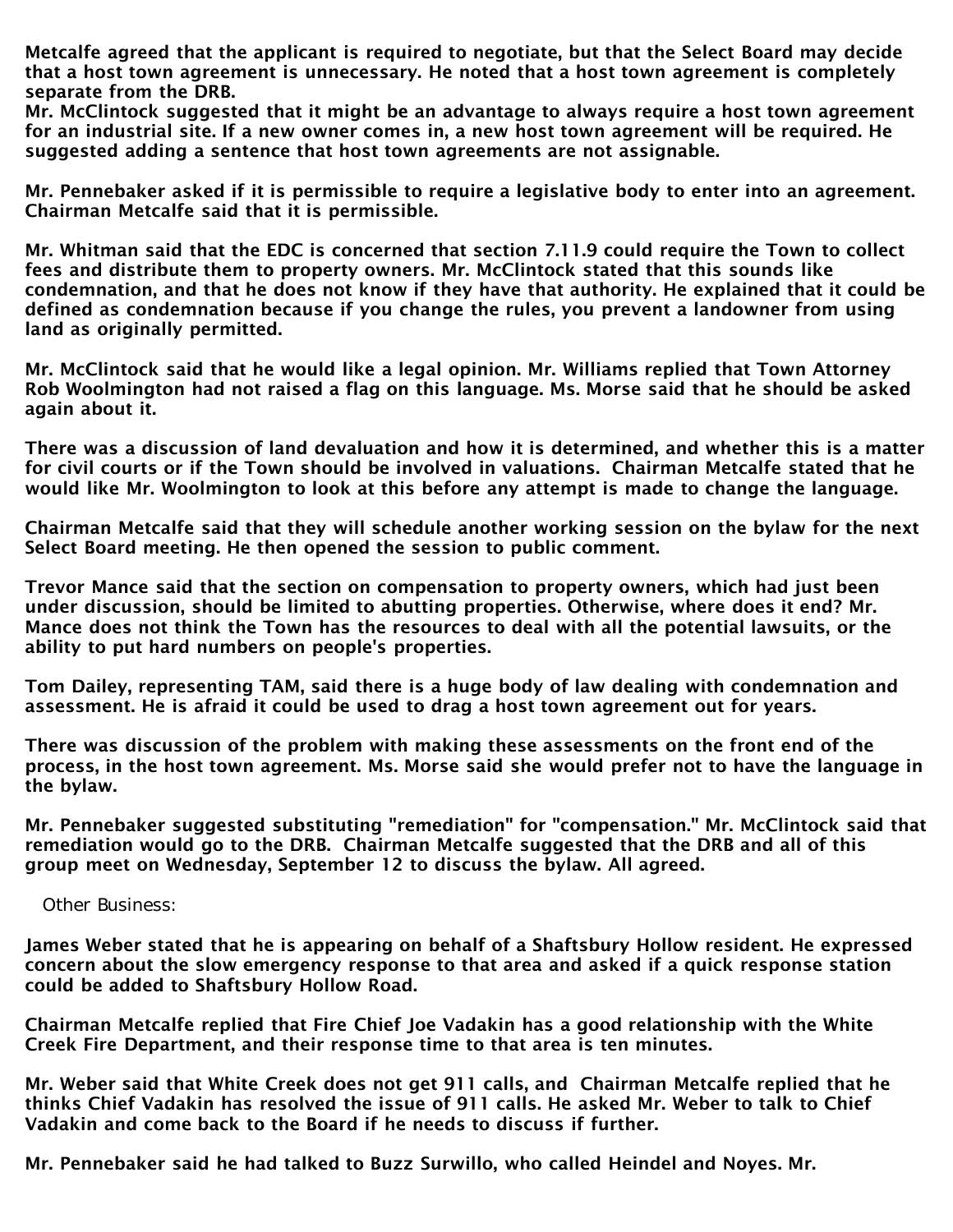Metcalfe agreed that the applicant is required to negotiate, but that the Select Board may decide that a host town agreement is unnecessary. He noted that a host town agreement is completely separate from the DRB.
Mr. McClintock suggested that it might be an advantage to always require a host town agreement for an industrial site. If a new owner comes in, a new host town agreement will be required. He suggested adding a sentence that host town agreements are not assignable.

Mr. Pennebaker asked if it is permissible to require a legislative body to enter into an agreement. Chairman Metcalfe said that it is permissible.

Mr. Whitman said that the EDC is concerned that section 7.11.9 could require the Town to collect fees and distribute them to property owners. Mr. McClintock stated that this sounds like condemnation, and that he does not know if they have that authority. He explained that it could be defined as condemnation because if you change the rules, you prevent a landowner from using land as originally permitted.

Mr. McClintock said that he would like a legal opinion. Mr. Williams replied that Town Attorney Rob Woolmington had not raised a flag on this language. Ms. Morse said that he should be asked again about it.

There was a discussion of land devaluation and how it is determined, and whether this is a matter for civil courts or if the Town should be involved in valuations. Chairman Metcalfe stated that he would like Mr. Woolmington to look at this before any attempt is made to change the language.

Chairman Metcalfe said that they will schedule another working session on the bylaw for the next Select Board meeting. He then opened the session to public comment.

Trevor Mance said that the section on compensation to property owners, which had just been under discussion, should be limited to abutting properties. Otherwise, where does it end? Mr. Mance does not think the Town has the resources to deal with all the potential lawsuits, or the ability to put hard numbers on people's properties.

Tom Dailey, representing TAM, said there is a huge body of law dealing with condemnation and assessment. He is afraid it could be used to drag a host town agreement out for years.

There was discussion of the problem with making these assessments on the front end of the process, in the host town agreement. Ms. Morse said she would prefer not to have the language in the bylaw.

Mr. Pennebaker suggested substituting "remediation" for "compensation." Mr. McClintock said that remediation would go to the DRB. Chairman Metcalfe suggested that the DRB and all of this group meet on Wednesday, September 12 to discuss the bylaw. All agreed.

Other Business:

James Weber stated that he is appearing on behalf of a Shaftsbury Hollow resident. He expressed concern about the slow emergency response to that area and asked if a quick response station could be added to Shaftsbury Hollow Road.

Chairman Metcalfe replied that Fire Chief Joe Vadakin has a good relationship with the White Creek Fire Department, and their response time to that area is ten minutes.

Mr. Weber said that White Creek does not get 911 calls, and Chairman Metcalfe replied that he thinks Chief Vadakin has resolved the issue of 911 calls. He asked Mr. Weber to talk to Chief Vadakin and come back to the Board if he needs to discuss if further.

Mr. Pennebaker said he had talked to Buzz Surwillo, who called Heindel and Noyes. Mr.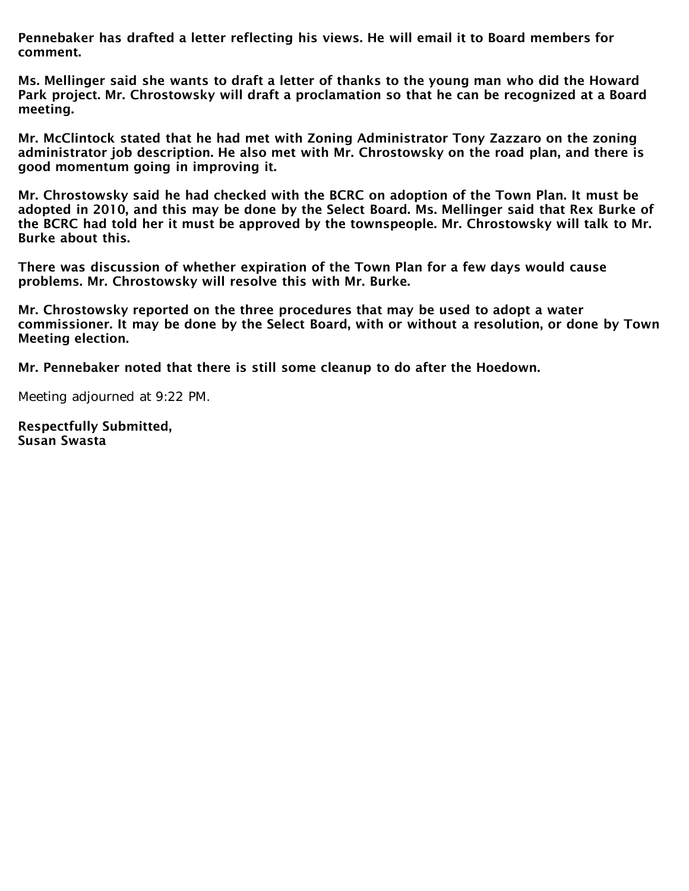**Pennebaker has drafted a letter reflecting his views. He will email it to Board members for comment.**

**Ms. Mellinger said she wants to draft a letter of thanks to the young man who did the Howard Park project. Mr. Chrostowsky will draft a proclamation so that he can be recognized at a Board meeting.**

**Mr. McClintock stated that he had met with Zoning Administrator Tony Zazzaro on the zoning administrator job description. He also met with Mr. Chrostowsky on the road plan, and there is good momentum going in improving it.**

**Mr. Chrostowsky said he had checked with the BCRC on adoption of the Town Plan. It must be adopted in 2010, and this may be done by the Select Board. Ms. Mellinger said that Rex Burke of the BCRC had told her it must be approved by the townspeople. Mr. Chrostowsky will talk to Mr. Burke about this.**

**There was discussion of whether expiration of the Town Plan for a few days would cause problems. Mr. Chrostowsky will resolve this with Mr. Burke.**

**Mr. Chrostowsky reported on the three procedures that may be used to adopt a water commissioner. It may be done by the Select Board, with or without a resolution, or done by Town Meeting election.**

**Mr. Pennebaker noted that there is still some cleanup to do after the Hoedown.**

Meeting adjourned at 9:22 PM.

**Respectfully Submitted,**
**Susan Swasta**